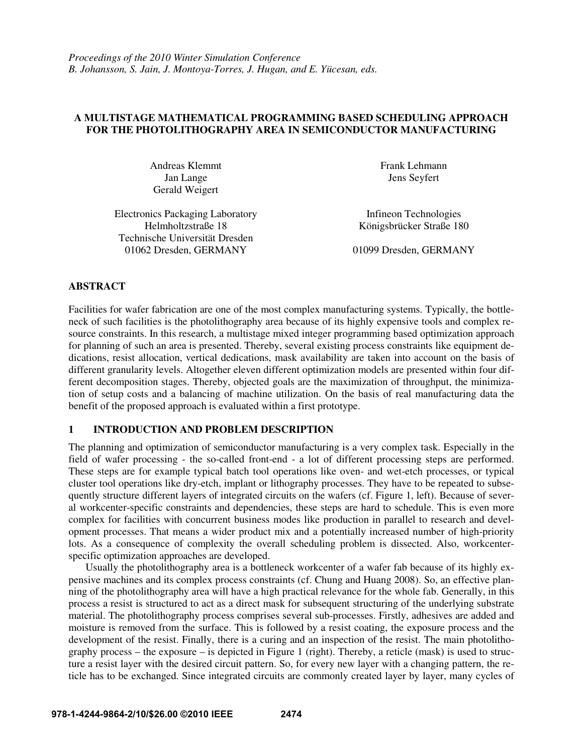*Proceedings of the 2010 Winter Simulation Conference*
*B. Johansson, S. Jain, J. Montoya-Torres, J. Hugan, and E. Yücesan, eds.*

# A MULTISTAGE MATHEMATICAL PROGRAMMING BASED SCHEDULING APPROACH FOR THE PHOTOLITHOGRAPHY AREA IN SEMICONDUCTOR MANUFACTURING

Andreas Klemmt
Jan Lange
Gerald Weigert

Electronics Packaging Laboratory
Helmholtzstraße 18
Technische Universität Dresden
01062 Dresden, GERMANY

Frank Lehmann
Jens Seyfert

Infineon Technologies
Königsbrücker Straße 180

01099 Dresden, GERMANY

## ABSTRACT

Facilities for wafer fabrication are one of the most complex manufacturing systems. Typically, the bottleneck of such facilities is the photolithography area because of its highly expensive tools and complex resource constraints. In this research, a multistage mixed integer programming based optimization approach for planning of such an area is presented. Thereby, several existing process constraints like equipment dedications, resist allocation, vertical dedications, mask availability are taken into account on the basis of different granularity levels. Altogether eleven different optimization models are presented within four different decomposition stages. Thereby, objected goals are the maximization of throughput, the minimization of setup costs and a balancing of machine utilization. On the basis of real manufacturing data the benefit of the proposed approach is evaluated within a first prototype.

## 1 INTRODUCTION AND PROBLEM DESCRIPTION

The planning and optimization of semiconductor manufacturing is a very complex task. Especially in the field of wafer processing - the so-called front-end - a lot of different processing steps are performed. These steps are for example typical batch tool operations like oven- and wet-etch processes, or typical cluster tool operations like dry-etch, implant or lithography processes. They have to be repeated to subsequently structure different layers of integrated circuits on the wafers (cf. Figure 1, left). Because of several workcenter-specific constraints and dependencies, these steps are hard to schedule. This is even more complex for facilities with concurrent business modes like production in parallel to research and development processes. That means a wider product mix and a potentially increased number of high-priority lots. As a consequence of complexity the overall scheduling problem is dissected. Also, workcenter-specific optimization approaches are developed.

Usually the photolithography area is a bottleneck workcenter of a wafer fab because of its highly expensive machines and its complex process constraints (cf. Chung and Huang 2008). So, an effective planning of the photolithography area will have a high practical relevance for the whole fab. Generally, in this process a resist is structured to act as a direct mask for subsequent structuring of the underlying substrate material. The photolithography process comprises several sub-processes. Firstly, adhesives are added and moisture is removed from the surface. This is followed by a resist coating, the exposure process and the development of the resist. Finally, there is a curing and an inspection of the resist. The main photolithography process – the exposure – is depicted in Figure 1 (right). Thereby, a reticle (mask) is used to structure a resist layer with the desired circuit pattern. So, for every new layer with a changing pattern, the reticle has to be exchanged. Since integrated circuits are commonly created layer by layer, many cycles of

978-1-4244-9864-2/10/$26.00 ©2010 IEEE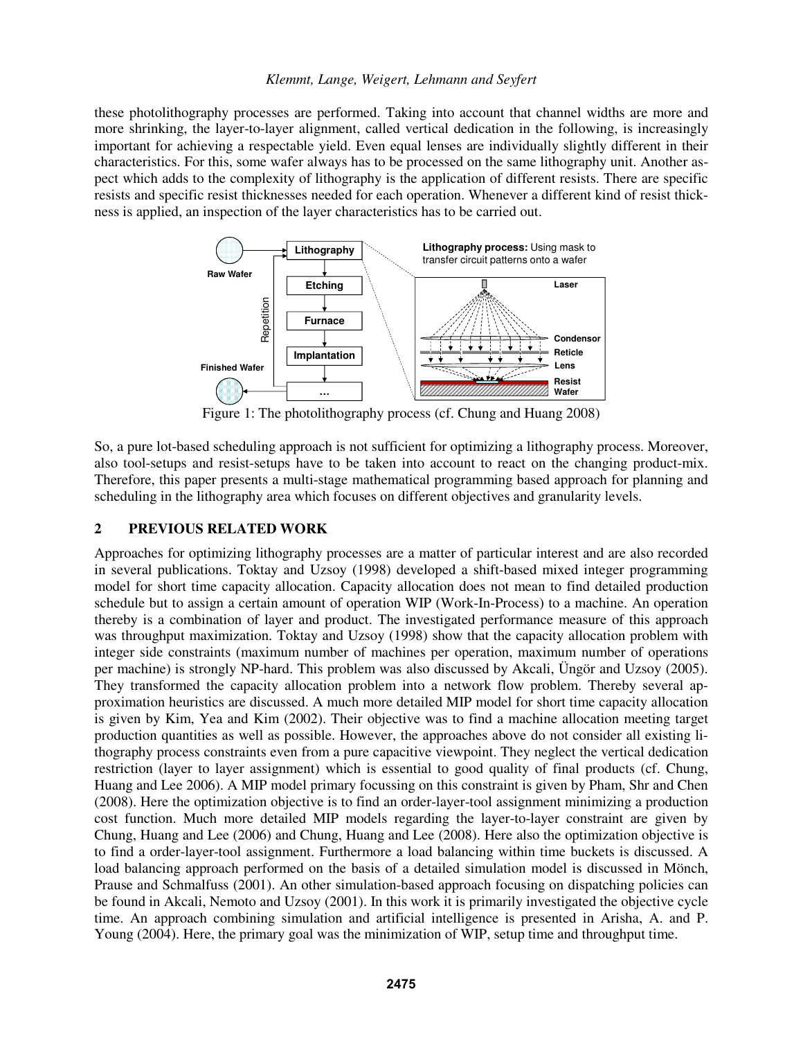these photolithography processes are performed. Taking into account that channel widths are more and more shrinking, the layer-to-layer alignment, called vertical dedication in the following, is increasingly important for achieving a respectable yield. Even equal lenses are individually slightly different in their characteristics. For this, some wafer always has to be processed on the same lithography unit. Another aspect which adds to the complexity of lithography is the application of different resists. There are specific resists and specific resist thicknesses needed for each operation. Whenever a different kind of resist thickness is applied, an inspection of the layer characteristics has to be carried out.

Figure 1: The photolithography process (cf. Chung and Huang 2008)

So, a pure lot-based scheduling approach is not sufficient for optimizing a lithography process. Moreover, also tool-setups and resist-setups have to be taken into account to react on the changing product-mix. Therefore, this paper presents a multi-stage mathematical programming based approach for planning and scheduling in the lithography area which focuses on different objectives and granularity levels.

## 2 PREVIOUS RELATED WORK

Approaches for optimizing lithography processes are a matter of particular interest and are also recorded in several publications. Toktay and Uzsoy (1998) developed a shift-based mixed integer programming model for short time capacity allocation. Capacity allocation does not mean to find detailed production schedule but to assign a certain amount of operation WIP (Work-In-Process) to a machine. An operation thereby is a combination of layer and product. The investigated performance measure of this approach was throughput maximization. Toktay and Uzsoy (1998) show that the capacity allocation problem with integer side constraints (maximum number of machines per operation, maximum number of operations per machine) is strongly NP-hard. This problem was also discussed by Akcali, Üngör and Uzsoy (2005). They transformed the capacity allocation problem into a network flow problem. Thereby several approximation heuristics are discussed. A much more detailed MIP model for short time capacity allocation is given by Kim, Yea and Kim (2002). Their objective was to find a machine allocation meeting target production quantities as well as possible. However, the approaches above do not consider all existing lithography process constraints even from a pure capacitive viewpoint. They neglect the vertical dedication restriction (layer to layer assignment) which is essential to good quality of final products (cf. Chung, Huang and Lee 2006). A MIP model primary focussing on this constraint is given by Pham, Shr and Chen (2008). Here the optimization objective is to find an order-layer-tool assignment minimizing a production cost function. Much more detailed MIP models regarding the layer-to-layer constraint are given by Chung, Huang and Lee (2006) and Chung, Huang and Lee (2008). Here also the optimization objective is to find a order-layer-tool assignment. Furthermore a load balancing within time buckets is discussed. A load balancing approach performed on the basis of a detailed simulation model is discussed in Mönch, Prause and Schmalfuss (2001). An other simulation-based approach focusing on dispatching policies can be found in Akcali, Nemoto and Uzsoy (2001). In this work it is primarily investigated the objective cycle time. An approach combining simulation and artificial intelligence is presented in Arisha, A. and P. Young (2004). Here, the primary goal was the minimization of WIP, setup time and throughput time.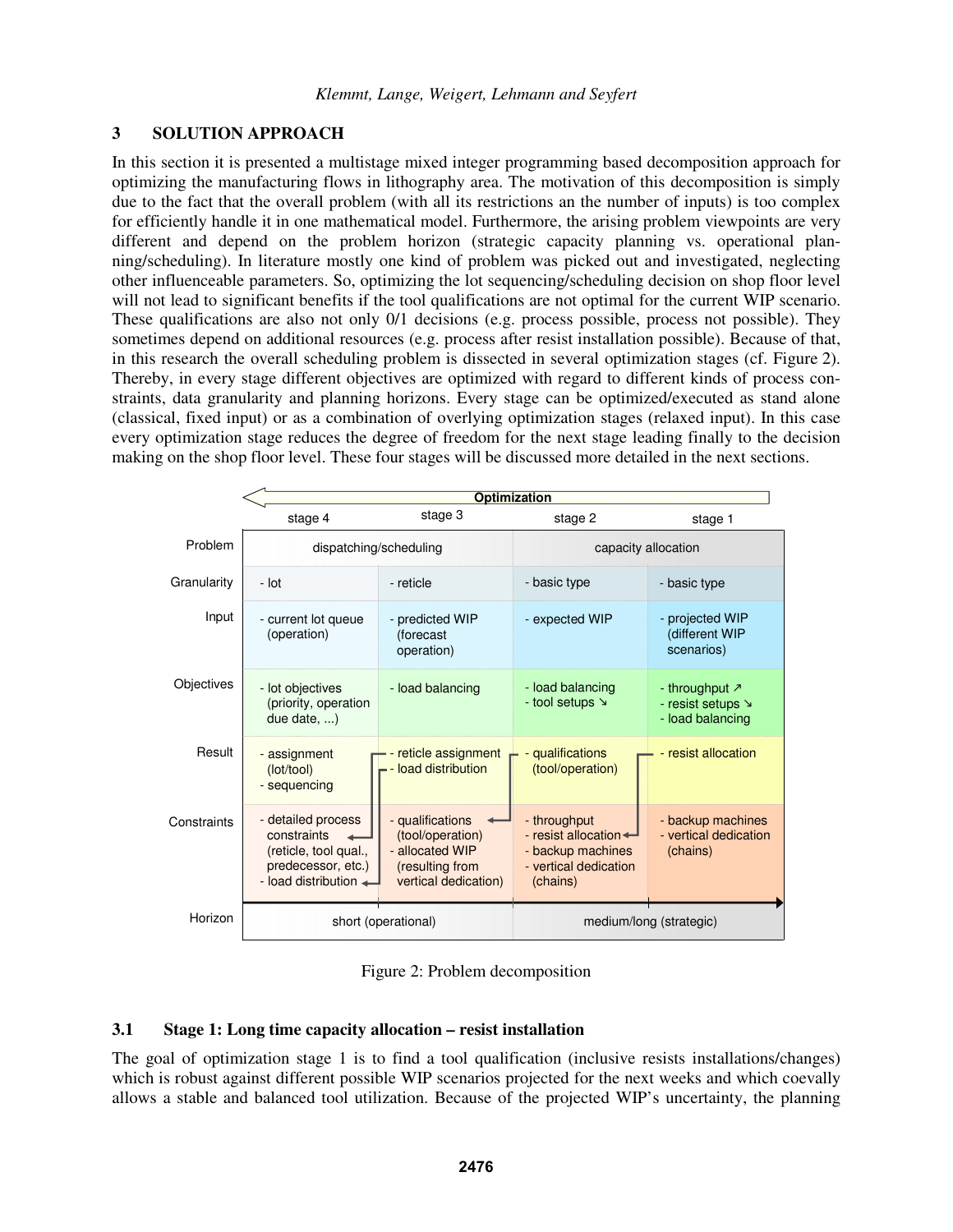## 3 SOLUTION APPROACH

In this section it is presented a multistage mixed integer programming based decomposition approach for optimizing the manufacturing flows in lithography area. The motivation of this decomposition is simply due to the fact that the overall problem (with all its restrictions an the number of inputs) is too complex for efficiently handle it in one mathematical model. Furthermore, the arising problem viewpoints are very different and depend on the problem horizon (strategic capacity planning vs. operational planning/scheduling). In literature mostly one kind of problem was picked out and investigated, neglecting other influenceable parameters. So, optimizing the lot sequencing/scheduling decision on shop floor level will not lead to significant benefits if the tool qualifications are not optimal for the current WIP scenario. These qualifications are also not only 0/1 decisions (e.g. process possible, process not possible). They sometimes depend on additional resources (e.g. process after resist installation possible). Because of that, in this research the overall scheduling problem is dissected in several optimization stages (cf. Figure 2). Thereby, in every stage different objectives are optimized with regard to different kinds of process constraints, data granularity and planning horizons. Every stage can be optimized/executed as stand alone (classical, fixed input) or as a combination of overlying optimization stages (relaxed input). In this case every optimization stage reduces the degree of freedom for the next stage leading finally to the decision making on the shop floor level. These four stages will be discussed more detailed in the next sections.

| ← Optimization | stage 4 | stage 3 | stage 2 | stage 1 |
|---|---|---|---|---|
| Problem | dispatching/scheduling | | capacity allocation | |
| Granularity | - lot | - reticle | - basic type | - basic type |
| Input | - current lot queue (operation) | - predicted WIP (forecast operation) | - expected WIP | - projected WIP (different WIP scenarios) |
| Objectives | - lot objectives (priority, operation due date, ...) | - load balancing | - load balancing<br>- tool setups ↘ | - throughput ↗<br>- resist setups ↘<br>- load balancing |
| Result | - assignment (lot/tool)<br>- sequencing | - reticle assignment<br>- load distribution | - qualifications (tool/operation) | - resist allocation |
| Constraints | - detailed process constraints (reticle, tool qual., predecessor, etc.)<br>- load distribution | - qualifications (tool/operation)<br>- allocated WIP (resulting from vertical dedication) | - throughput<br>- resist allocation<br>- backup machines<br>- vertical dedication (chains) | - backup machines<br>- vertical dedication (chains) |
| Horizon | short (operational) | | medium/long (strategic) | |

Figure 2: Problem decomposition

### 3.1 Stage 1: Long time capacity allocation – resist installation

The goal of optimization stage 1 is to find a tool qualification (inclusive resists installations/changes) which is robust against different possible WIP scenarios projected for the next weeks and which coevally allows a stable and balanced tool utilization. Because of the projected WIP's uncertainty, the planning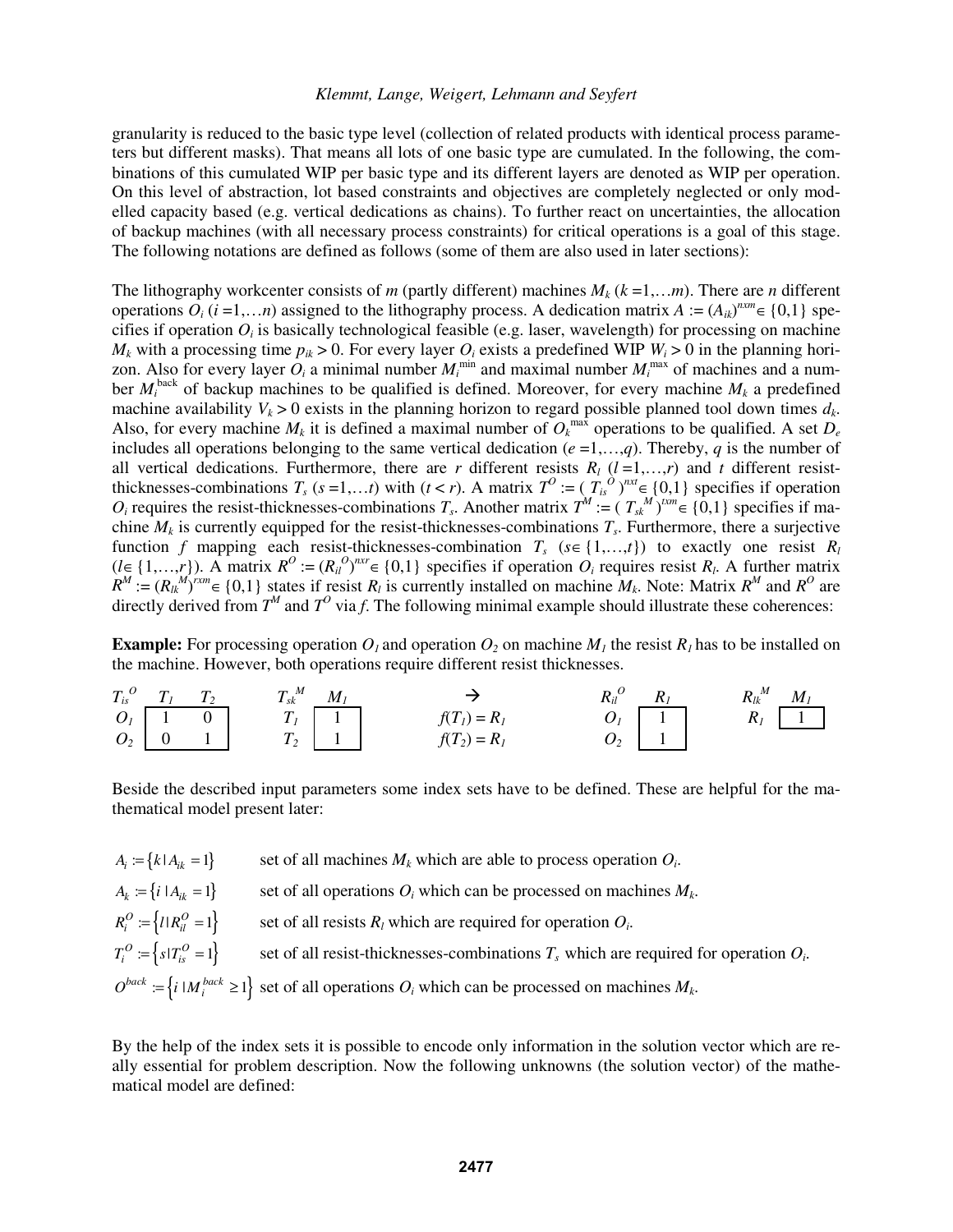granularity is reduced to the basic type level (collection of related products with identical process parameters but different masks). That means all lots of one basic type are cumulated. In the following, the combinations of this cumulated WIP per basic type and its different layers are denoted as WIP per operation. On this level of abstraction, lot based constraints and objectives are completely neglected or only modelled capacity based (e.g. vertical dedications as chains). To further react on uncertainties, the allocation of backup machines (with all necessary process constraints) for critical operations is a goal of this stage. The following notations are defined as follows (some of them are also used in later sections):

The lithography workcenter consists of $m$ (partly different) machines $M_k$ ($k$ =1,…$m$). There are $n$ different operations $O_i$ ($i$ =1,…$n$) assigned to the lithography process. A dedication matrix $A := (A_{ik})^{nxm} \in \{0,1\}$ specifies if operation $O_i$ is basically technological feasible (e.g. laser, wavelength) for processing on machine $M_k$ with a processing time $p_{ik} > 0$. For every layer $O_i$ exists a predefined WIP $W_i > 0$ in the planning horizon. Also for every layer $O_i$ a minimal number $M_i^{\min}$ and maximal number $M_i^{\max}$ of machines and a number $M_i^{\text{back}}$ of backup machines to be qualified is defined. Moreover, for every machine $M_k$ a predefined machine availability $V_k > 0$ exists in the planning horizon to regard possible planned tool down times $d_k$. Also, for every machine $M_k$ it is defined a maximal number of $O_k^{\max}$ operations to be qualified. A set $D_e$ includes all operations belonging to the same vertical dedication ($e$ =1,…,$q$). Thereby, $q$ is the number of all vertical dedications. Furthermore, there are $r$ different resists $R_l$ ($l$ =1,…,$r$) and $t$ different resist-thicknesses-combinations $T_s$ ($s$ =1,…$t$) with ($t < r$). A matrix $T^O := (T_{is}^{O})^{nxt} \in \{0,1\}$ specifies if operation $O_i$ requires the resist-thicknesses-combinations $T_s$. Another matrix $T^M := (T_{sk}^{M})^{txm} \in \{0,1\}$ specifies if machine $M_k$ is currently equipped for the resist-thicknesses-combinations $T_s$. Furthermore, there a surjective function $f$ mapping each resist-thicknesses-combination $T_s$ ($s \in \{1,\ldots,t\}$) to exactly one resist $R_l$ ($l \in \{1,\ldots,r\}$). A matrix $R^O := (R_{il}^{O})^{nxr} \in \{0,1\}$ specifies if operation $O_i$ requires resist $R_l$. A further matrix $R^M := (R_{lk}^{M})^{rxm} \in \{0,1\}$ states if resist $R_l$ is currently installed on machine $M_k$. Note: Matrix $R^M$ and $R^O$ are directly derived from $T^M$ and $T^O$ via $f$. The following minimal example should illustrate these coherences:

**Example:** For processing operation $O_1$ and operation $O_2$ on machine $M_1$ the resist $R_1$ has to be installed on the machine. However, both operations require different resist thicknesses.

| $T_{is}^{O}$ | $T_1$ | $T_2$ |
|---|---|---|
| $O_1$ | 1 | 0 |
| $O_2$ | 0 | 1 |

| $T_{sk}^{M}$ | $M_1$ |
|---|---|
| $T_1$ | 1 |
| $T_2$ | 1 |

→ $f(T_1) = R_1$, $f(T_2) = R_1$

| $R_{il}^{O}$ | $R_1$ |
|---|---|
| $O_1$ | 1 |
| $O_2$ | 1 |

| $R_{lk}^{M}$ | $M_1$ |
|---|---|
| $R_1$ | 1 |

Beside the described input parameters some index sets have to be defined. These are helpful for the mathematical model present later:

- $A_i := \{k \mid A_{ik} = 1\}$ set of all machines $M_k$ which are able to process operation $O_i$.
- $A_k := \{i \mid A_{ik} = 1\}$ set of all operations $O_i$ which can be processed on machines $M_k$.
- $R_i^O := \{l \mid R_{il}^O = 1\}$ set of all resists $R_l$ which are required for operation $O_i$.
- $T_i^O := \{s \mid T_{is}^O = 1\}$ set of all resist-thicknesses-combinations $T_s$ which are required for operation $O_i$.
- $O^{back} := \{i \mid M_i^{back} \geq 1\}$ set of all operations $O_i$ which can be processed on machines $M_k$.

By the help of the index sets it is possible to encode only information in the solution vector which are really essential for problem description. Now the following unknowns (the solution vector) of the mathematical model are defined: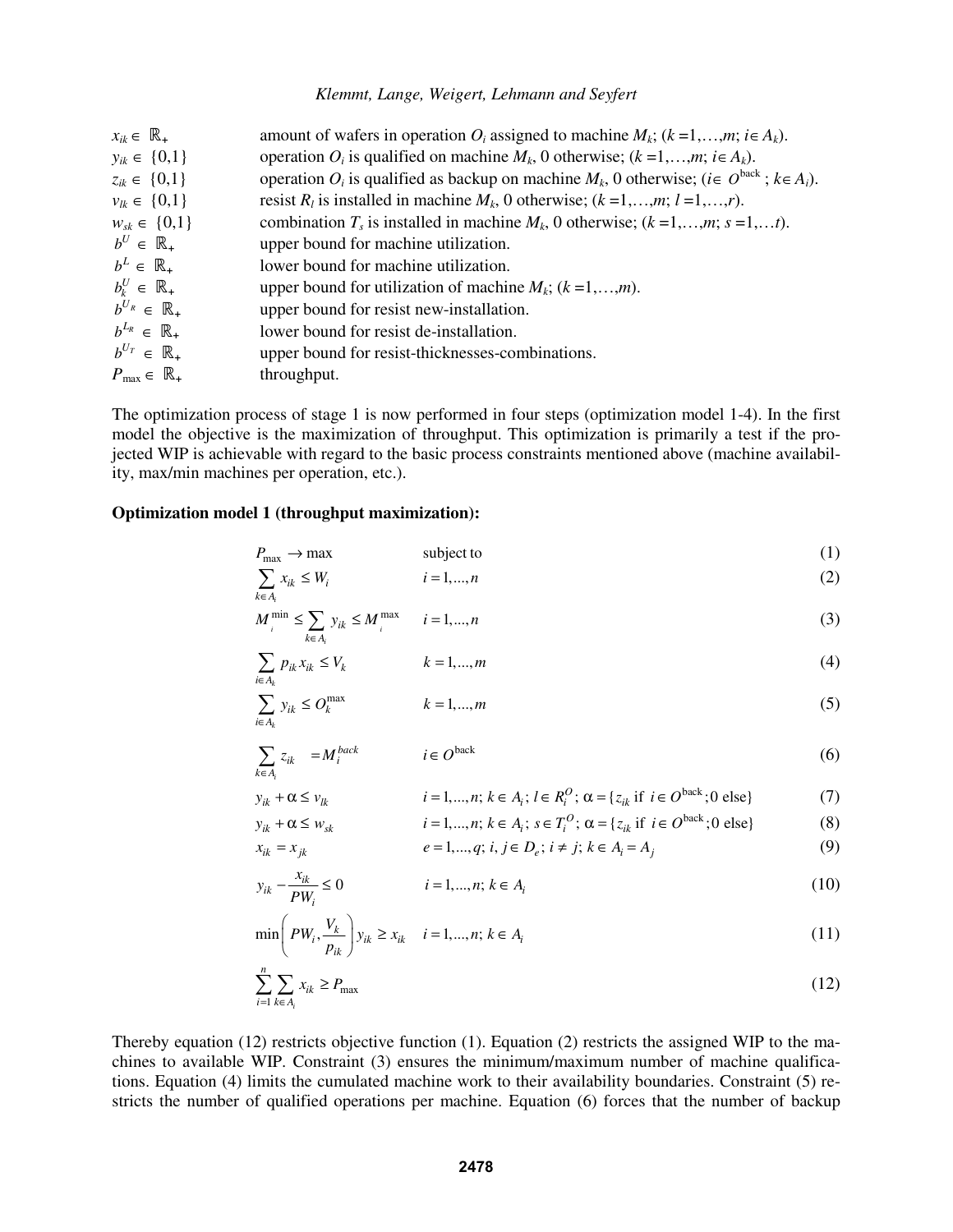$x_{ik} \in \mathbb{R}_+$ amount of wafers in operation $O_i$ assigned to machine $M_k$; ($k = 1,\ldots,m$; $i \in A_k$).

$y_{ik} \in \{0,1\}$ operation $O_i$ is qualified on machine $M_k$, 0 otherwise; ($k = 1,\ldots,m$; $i \in A_k$).

$z_{ik} \in \{0,1\}$ operation $O_i$ is qualified as backup on machine $M_k$, 0 otherwise; ($i \in O^{\text{back}}$ ; $k \in A_i$).

$v_{lk} \in \{0,1\}$ resist $R_l$ is installed in machine $M_k$, 0 otherwise; ($k = 1,\ldots,m$; $l = 1,\ldots,r$).

$w_{sk} \in \{0,1\}$ combination $T_s$ is installed in machine $M_k$, 0 otherwise; ($k = 1,\ldots,m$; $s = 1,\ldots t$).

$b^U \in \mathbb{R}_+$ upper bound for machine utilization.

$b^L \in \mathbb{R}_+$ lower bound for machine utilization.

$b_k^U \in \mathbb{R}_+$ upper bound for utilization of machine $M_k$; ($k = 1,\ldots,m$).

$b^{U_R} \in \mathbb{R}_+$ upper bound for resist new-installation.

$b^{L_R} \in \mathbb{R}_+$ lower bound for resist de-installation.

$b^{U_T} \in \mathbb{R}_+$ upper bound for resist-thicknesses-combinations.

$P_{\max} \in \mathbb{R}_+$ throughput.

The optimization process of stage 1 is now performed in four steps (optimization model 1-4). In the first model the objective is the maximization of throughput. This optimization is primarily a test if the projected WIP is achievable with regard to the basic process constraints mentioned above (machine availability, max/min machines per operation, etc.).

**Optimization model 1 (throughput maximization):**

$$P_{\max} \rightarrow \max \qquad \text{subject to} \tag{1}$$

$$\sum_{k \in A_i} x_{ik} \le W_i \qquad i = 1,\ldots,n \tag{2}$$

$$M_i^{\min} \le \sum_{k \in A_i} y_{ik} \le M_i^{\max} \qquad i = 1,\ldots,n \tag{3}$$

$$\sum_{i \in A_k} p_{ik} x_{ik} \le V_k \qquad k = 1,\ldots,m \tag{4}$$

$$\sum_{i \in A_k} y_{ik} \le O_k^{\max} \qquad k = 1,\ldots,m \tag{5}$$

$$\sum_{k \in A_i} z_{ik} = M_i^{back} \qquad i \in O^{\text{back}} \tag{6}$$

$$y_{ik} + \alpha \le v_{lk} \qquad i = 1,\ldots,n;\ k \in A_i;\ l \in R_i^O;\ \alpha = \{z_{ik} \text{ if } i \in O^{\text{back}}; 0 \text{ else}\} \tag{7}$$

$$y_{ik} + \alpha \le w_{sk} \qquad i = 1,\ldots,n;\ k \in A_i;\ s \in T_i^O;\ \alpha = \{z_{ik} \text{ if } i \in O^{\text{back}}; 0 \text{ else}\} \tag{8}$$

$$x_{ik} = x_{jk} \qquad e = 1,\ldots,q;\ i, j \in D_e;\ i \ne j;\ k \in A_i = A_j \tag{9}$$

$$y_{ik} - \frac{x_{ik}}{PW_i} \le 0 \qquad i = 1,\ldots,n;\ k \in A_i \tag{10}$$

$$\min\left(PW_i, \frac{V_k}{p_{ik}}\right) y_{ik} \ge x_{ik} \qquad i = 1,\ldots,n;\ k \in A_i \tag{11}$$

$$\sum_{i=1}^{n} \sum_{k \in A_i} x_{ik} \ge P_{\max} \tag{12}$$

Thereby equation (12) restricts objective function (1). Equation (2) restricts the assigned WIP to the machines to available WIP. Constraint (3) ensures the minimum/maximum number of machine qualifications. Equation (4) limits the cumulated machine work to their availability boundaries. Constraint (5) restricts the number of qualified operations per machine. Equation (6) forces that the number of backup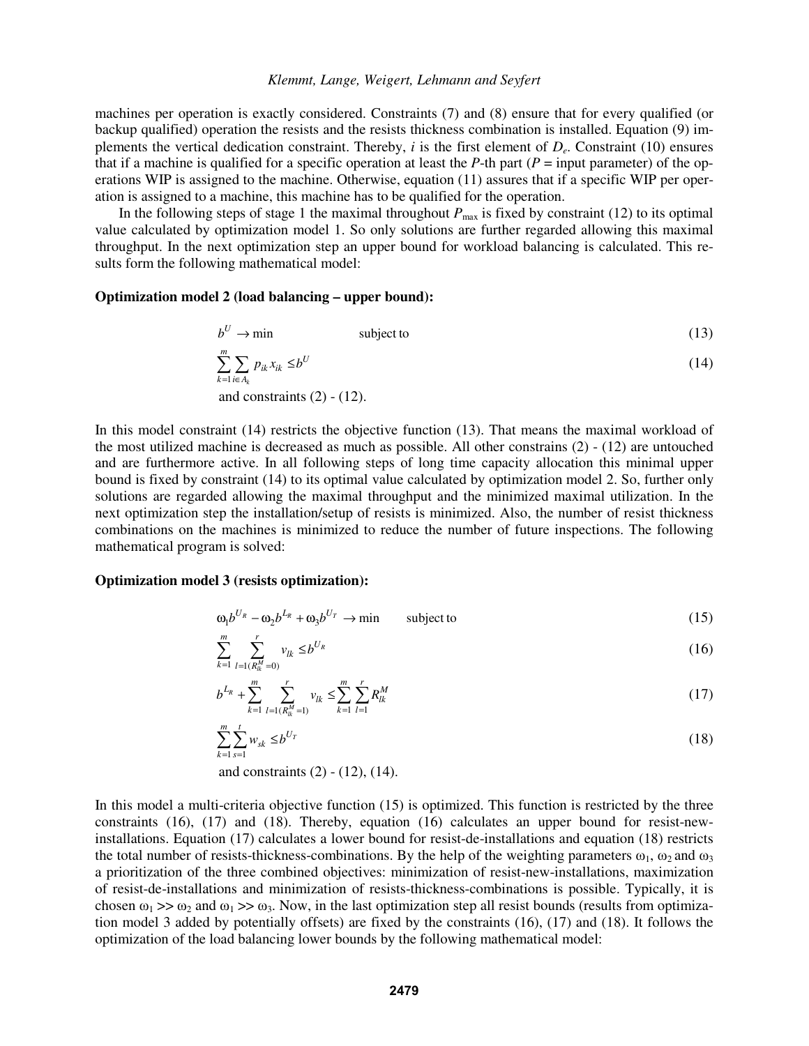machines per operation is exactly considered. Constraints (7) and (8) ensure that for every qualified (or backup qualified) operation the resists and the resists thickness combination is installed. Equation (9) implements the vertical dedication constraint. Thereby, $i$ is the first element of $D_e$. Constraint (10) ensures that if a machine is qualified for a specific operation at least the $P$-th part ($P$ = input parameter) of the operations WIP is assigned to the machine. Otherwise, equation (11) assures that if a specific WIP per operation is assigned to a machine, this machine has to be qualified for the operation.

In the following steps of stage 1 the maximal throughout $P_{\max}$ is fixed by constraint (12) to its optimal value calculated by optimization model 1. So only solutions are further regarded allowing this maximal throughput. In the next optimization step an upper bound for workload balancing is calculated. This results form the following mathematical model:

**Optimization model 2 (load balancing – upper bound):**

$$b^U \to \min \qquad \text{subject to} \tag{13}$$

$$\sum_{k=1}^{m} \sum_{i \in A_k} p_{ik} x_{ik} \leq b^U \tag{14}$$

and constraints (2) - (12).

In this model constraint (14) restricts the objective function (13). That means the maximal workload of the most utilized machine is decreased as much as possible. All other constrains (2) - (12) are untouched and are furthermore active. In all following steps of long time capacity allocation this minimal upper bound is fixed by constraint (14) to its optimal value calculated by optimization model 2. So, further only solutions are regarded allowing the maximal throughput and the minimized maximal utilization. In the next optimization step the installation/setup of resists is minimized. Also, the number of resist thickness combinations on the machines is minimized to reduce the number of future inspections. The following mathematical program is solved:

**Optimization model 3 (resists optimization):**

$$\omega_1 b^{U_R} - \omega_2 b^{L_R} + \omega_3 b^{U_T} \to \min \qquad \text{subject to} \tag{15}$$

$$\sum_{k=1}^{m} \sum_{l=1 (R_{lk}^M = 0)}^{r} v_{lk} \leq b^{U_R} \tag{16}$$

$$b^{L_R} + \sum_{k=1}^{m} \sum_{l=1 (R_{lk}^M = 1)}^{r} v_{lk} \leq \sum_{k=1}^{m} \sum_{l=1}^{r} R_{lk}^M \tag{17}$$

$$\sum_{k=1}^{m} \sum_{s=1}^{t} w_{sk} \leq b^{U_T} \tag{18}$$

and constraints (2) - (12), (14).

In this model a multi-criteria objective function (15) is optimized. This function is restricted by the three constraints (16), (17) and (18). Thereby, equation (16) calculates an upper bound for resist-new-installations. Equation (17) calculates a lower bound for resist-de-installations and equation (18) restricts the total number of resists-thickness-combinations. By the help of the weighting parameters $\omega_1$, $\omega_2$ and $\omega_3$ a prioritization of the three combined objectives: minimization of resist-new-installations, maximization of resist-de-installations and minimization of resists-thickness-combinations is possible. Typically, it is chosen $\omega_1 >> \omega_2$ and $\omega_1 >> \omega_3$. Now, in the last optimization step all resist bounds (results from optimization model 3 added by potentially offsets) are fixed by the constraints (16), (17) and (18). It follows the optimization of the load balancing lower bounds by the following mathematical model: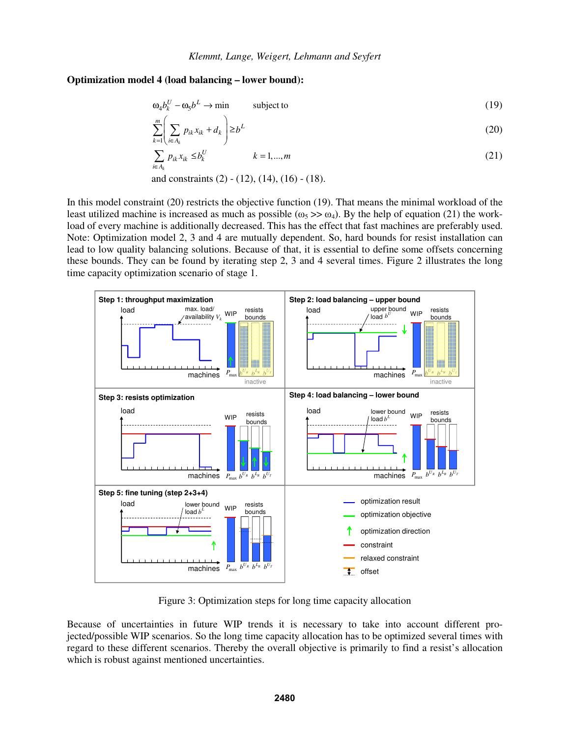**Optimization model 4 (load balancing – lower bound):**

$$\omega_4 b_k^U - \omega_5 b^L \rightarrow \min \qquad \text{subject to} \tag{19}$$

$$\sum_{k=1}^{m}\left(\sum_{i \in A_k} p_{ik} x_{ik} + d_k\right) \geq b^L \tag{20}$$

$$\sum_{i \in A_k} p_{ik} x_{ik} \leq b_k^U \qquad k = 1,\ldots,m \tag{21}$$

and constraints (2) - (12), (14), (16) - (18).

In this model constraint (20) restricts the objective function (19). That means the minimal workload of the least utilized machine is increased as much as possible ($\omega_5 >> \omega_4$). By the help of equation (21) the work-load of every machine is additionally decreased. This has the effect that fast machines are preferably used. Note: Optimization model 2, 3 and 4 are mutually dependent. So, hard bounds for resist installation can lead to low quality balancing solutions. Because of that, it is essential to define some offsets concerning these bounds. They can be found by iterating step 2, 3 and 4 several times. Figure 2 illustrates the long time capacity optimization scenario of stage 1.

Figure 3: Optimization steps for long time capacity allocation

Because of uncertainties in future WIP trends it is necessary to take into account different pro-jected/possible WIP scenarios. So the long time capacity allocation has to be optimized several times with regard to these different scenarios. Thereby the overall objective is primarily to find a resist's allocation which is robust against mentioned uncertainties.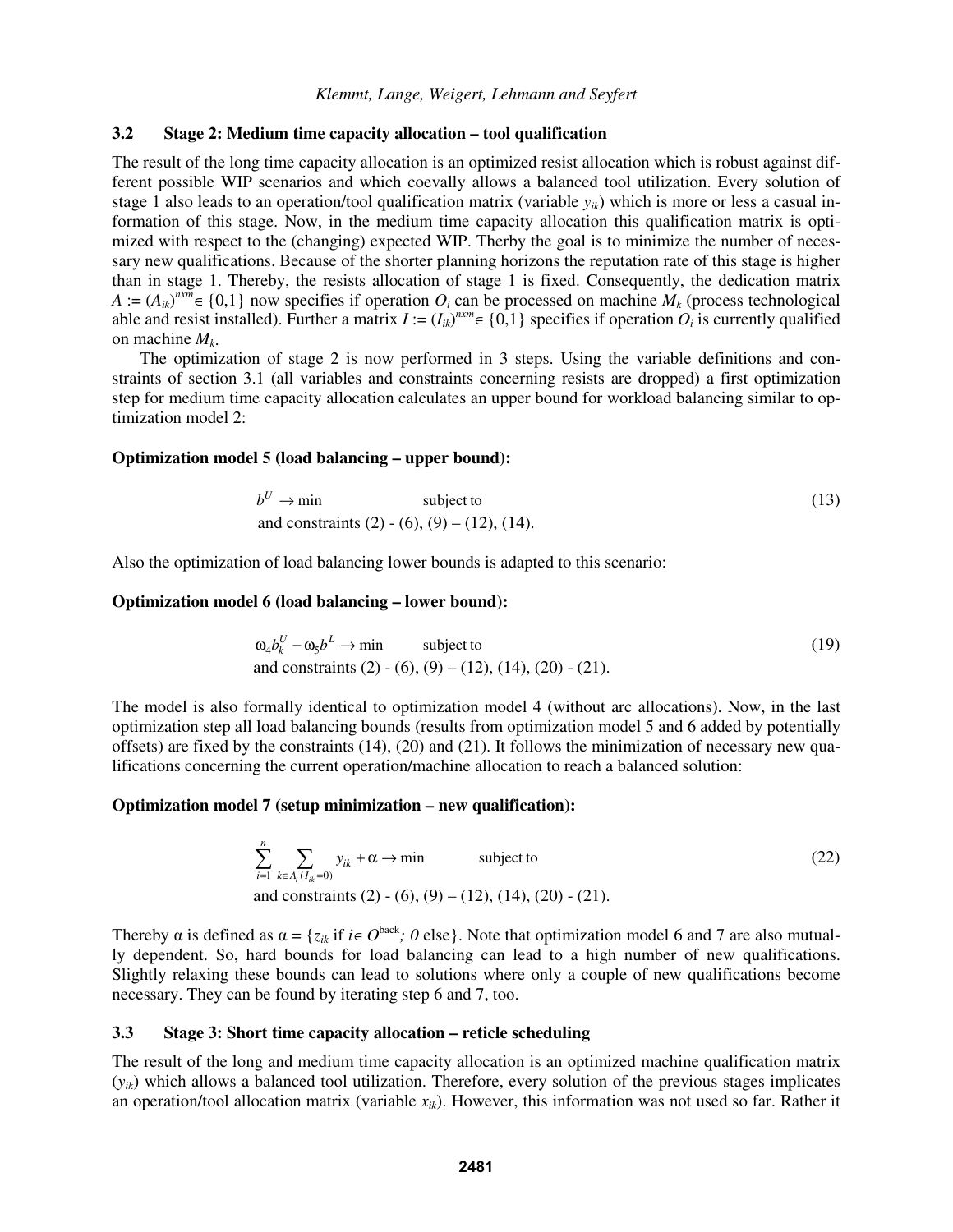### 3.2 Stage 2: Medium time capacity allocation – tool qualification

The result of the long time capacity allocation is an optimized resist allocation which is robust against different possible WIP scenarios and which coevally allows a balanced tool utilization. Every solution of stage 1 also leads to an operation/tool qualification matrix (variable $y_{ik}$) which is more or less a casual information of this stage. Now, in the medium time capacity allocation this qualification matrix is optimized with respect to the (changing) expected WIP. Therby the goal is to minimize the number of necessary new qualifications. Because of the shorter planning horizons the reputation rate of this stage is higher than in stage 1. Thereby, the resists allocation of stage 1 is fixed. Consequently, the dedication matrix $A := (A_{ik})^{nxm} \in \{0,1\}$ now specifies if operation $O_i$ can be processed on machine $M_k$ (process technological able and resist installed). Further a matrix $I := (I_{ik})^{nxm} \in \{0,1\}$ specifies if operation $O_i$ is currently qualified on machine $M_k$.

The optimization of stage 2 is now performed in 3 steps. Using the variable definitions and constraints of section 3.1 (all variables and constraints concerning resists are dropped) a first optimization step for medium time capacity allocation calculates an upper bound for workload balancing similar to optimization model 2:

**Optimization model 5 (load balancing – upper bound):**

$$b^U \rightarrow \min \qquad \text{subject to} \tag{13}$$
and constraints (2) - (6), (9) – (12), (14).

Also the optimization of load balancing lower bounds is adapted to this scenario:

**Optimization model 6 (load balancing – lower bound):**

$$\omega_4 b_k^U - \omega_5 b^L \rightarrow \min \qquad \text{subject to} \tag{19}$$
and constraints (2) - (6), (9) – (12), (14), (20) - (21).

The model is also formally identical to optimization model 4 (without arc allocations). Now, in the last optimization step all load balancing bounds (results from optimization model 5 and 6 added by potentially offsets) are fixed by the constraints (14), (20) and (21). It follows the minimization of necessary new qualifications concerning the current operation/machine allocation to reach a balanced solution:

**Optimization model 7 (setup minimization – new qualification):**

$$\sum_{i=1}^{n} \sum_{k \in A_i (I_{ik}=0)} y_{ik} + \alpha \rightarrow \min \qquad \text{subject to} \tag{22}$$
and constraints (2) - (6), (9) – (12), (14), (20) - (21).

Thereby $\alpha$ is defined as $\alpha = \{z_{ik} \text{ if } i \in O^{\text{back}}; \ 0 \text{ else}\}$. Note that optimization model 6 and 7 are also mutually dependent. So, hard bounds for load balancing can lead to a high number of new qualifications. Slightly relaxing these bounds can lead to solutions where only a couple of new qualifications become necessary. They can be found by iterating step 6 and 7, too.

### 3.3 Stage 3: Short time capacity allocation – reticle scheduling

The result of the long and medium time capacity allocation is an optimized machine qualification matrix ($y_{ik}$) which allows a balanced tool utilization. Therefore, every solution of the previous stages implicates an operation/tool allocation matrix (variable $x_{ik}$). However, this information was not used so far. Rather it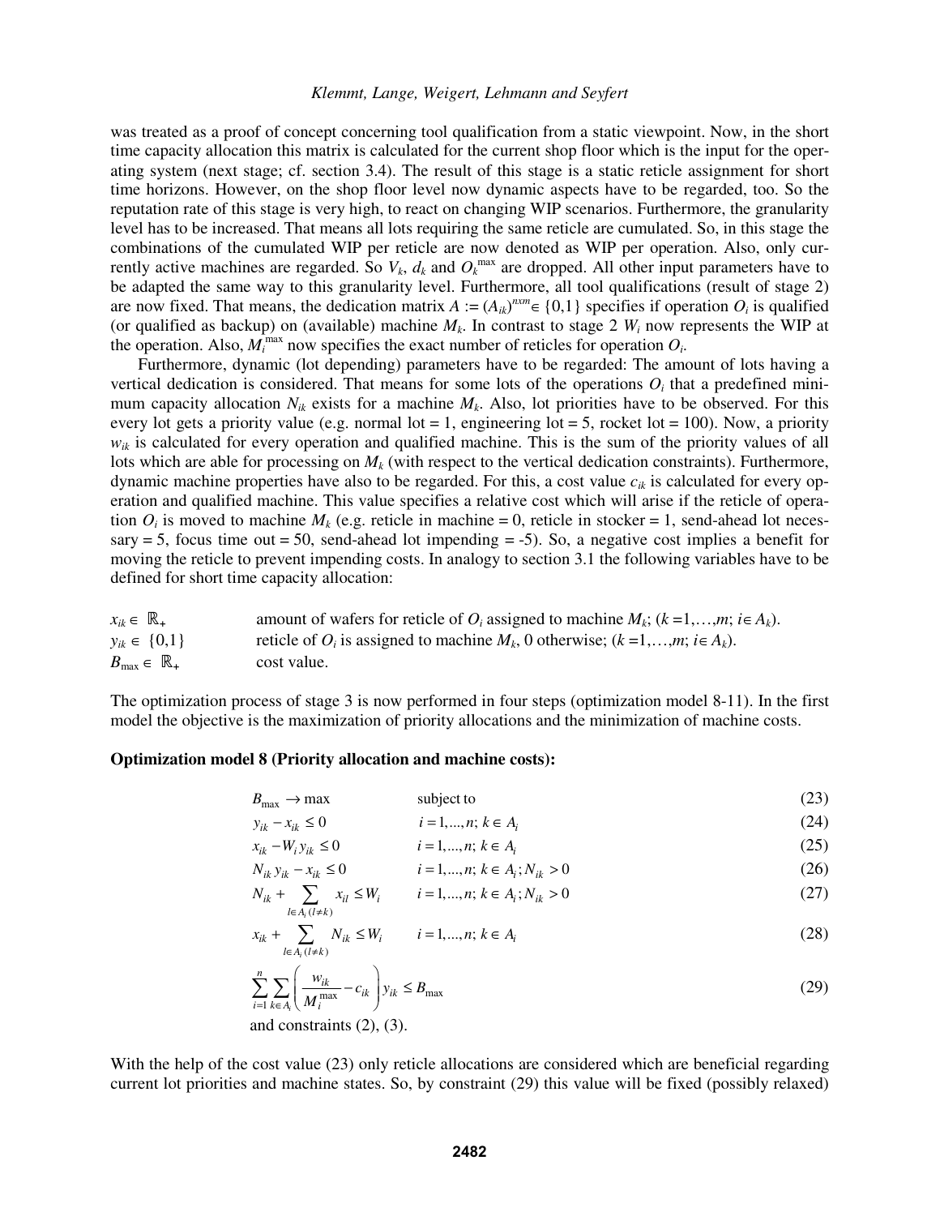was treated as a proof of concept concerning tool qualification from a static viewpoint. Now, in the short time capacity allocation this matrix is calculated for the current shop floor which is the input for the operating system (next stage; cf. section 3.4). The result of this stage is a static reticle assignment for short time horizons. However, on the shop floor level now dynamic aspects have to be regarded, too. So the reputation rate of this stage is very high, to react on changing WIP scenarios. Furthermore, the granularity level has to be increased. That means all lots requiring the same reticle are cumulated. So, in this stage the combinations of the cumulated WIP per reticle are now denoted as WIP per operation. Also, only currently active machines are regarded. So $V_k$, $d_k$ and $O_k^{\max}$ are dropped. All other input parameters have to be adapted the same way to this granularity level. Furthermore, all tool qualifications (result of stage 2) are now fixed. That means, the dedication matrix $A := (A_{ik})^{nxm} \in \{0,1\}$ specifies if operation $O_i$ is qualified (or qualified as backup) on (available) machine $M_k$. In contrast to stage 2 $W_i$ now represents the WIP at the operation. Also, $M_i^{\max}$ now specifies the exact number of reticles for operation $O_i$.

Furthermore, dynamic (lot depending) parameters have to be regarded: The amount of lots having a vertical dedication is considered. That means for some lots of the operations $O_i$ that a predefined minimum capacity allocation $N_{ik}$ exists for a machine $M_k$. Also, lot priorities have to be observed. For this every lot gets a priority value (e.g. normal lot = 1, engineering lot = 5, rocket lot = 100). Now, a priority $w_{ik}$ is calculated for every operation and qualified machine. This is the sum of the priority values of all lots which are able for processing on $M_k$ (with respect to the vertical dedication constraints). Furthermore, dynamic machine properties have also to be regarded. For this, a cost value $c_{ik}$ is calculated for every operation and qualified machine. This value specifies a relative cost which will arise if the reticle of operation $O_i$ is moved to machine $M_k$ (e.g. reticle in machine = 0, reticle in stocker = 1, send-ahead lot necessary = 5, focus time out = 50, send-ahead lot impending = -5). So, a negative cost implies a benefit for moving the reticle to prevent impending costs. In analogy to section 3.1 the following variables have to be defined for short time capacity allocation:

| | |
|---|---|
| $x_{ik} \in \mathbb{R}_+$ | amount of wafers for reticle of $O_i$ assigned to machine $M_k$; ($k$ =1,…,$m$; $i \in A_k$). |
| $y_{ik} \in \{0,1\}$ | reticle of $O_i$ is assigned to machine $M_k$, 0 otherwise; ($k$ =1,…,$m$; $i \in A_k$). |
| $B_{\max} \in \mathbb{R}_+$ | cost value. |

The optimization process of stage 3 is now performed in four steps (optimization model 8-11). In the first model the objective is the maximization of priority allocations and the minimization of machine costs.

**Optimization model 8 (Priority allocation and machine costs):**

$$B_{\max} \to \max \qquad \text{subject to} \tag{23}$$

$$y_{ik} - x_{ik} \le 0 \qquad i = 1,...,n;\ k \in A_i \tag{24}$$

$$x_{ik} - W_i y_{ik} \le 0 \qquad i = 1,...,n;\ k \in A_i \tag{25}$$

$$N_{ik} y_{ik} - x_{ik} \le 0 \qquad i = 1,...,n;\ k \in A_i; N_{ik} > 0 \tag{26}$$

$$N_{ik} + \sum_{l \in A_i (l \ne k)} x_{il} \le W_i \qquad i = 1,...,n;\ k \in A_i; N_{ik} > 0 \tag{27}$$

$$x_{ik} + \sum_{l \in A_i (l \ne k)} N_{ik} \le W_i \qquad i = 1,...,n;\ k \in A_i \tag{28}$$

$$\sum_{i=1}^{n} \sum_{k \in A_i} \left( \frac{w_{ik}}{M_i^{\max}} - c_{ik} \right) y_{ik} \le B_{\max} \tag{29}$$

and constraints (2), (3).

With the help of the cost value (23) only reticle allocations are considered which are beneficial regarding current lot priorities and machine states. So, by constraint (29) this value will be fixed (possibly relaxed)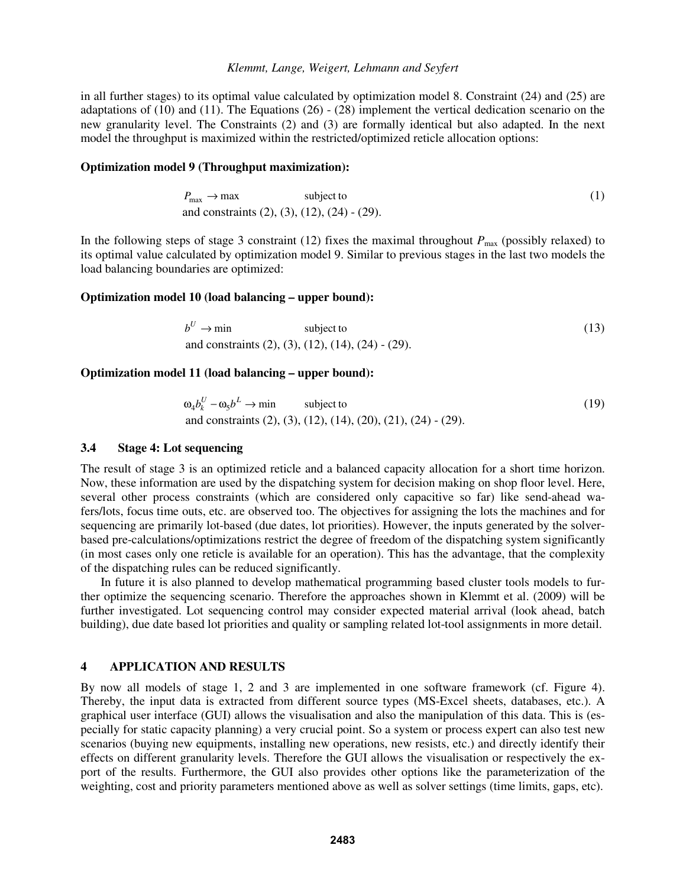in all further stages) to its optimal value calculated by optimization model 8. Constraint (24) and (25) are adaptations of (10) and (11). The Equations (26) - (28) implement the vertical dedication scenario on the new granularity level. The Constraints (2) and (3) are formally identical but also adapted. In the next model the throughput is maximized within the restricted/optimized reticle allocation options:

**Optimization model 9 (Throughput maximization):**

$$P_{\max} \rightarrow \max \qquad \text{subject to} \tag{1}$$
and constraints (2), (3), (12), (24) - (29).

In the following steps of stage 3 constraint (12) fixes the maximal throughout $P_{\max}$ (possibly relaxed) to its optimal value calculated by optimization model 9. Similar to previous stages in the last two models the load balancing boundaries are optimized:

**Optimization model 10 (load balancing – upper bound):**

$$b^U \rightarrow \min \qquad \text{subject to} \tag{13}$$
and constraints (2), (3), (12), (14), (24) - (29).

**Optimization model 11 (load balancing – upper bound):**

$$\omega_4 b_k^U - \omega_5 b^L \rightarrow \min \qquad \text{subject to} \tag{19}$$
and constraints (2), (3), (12), (14), (20), (21), (24) - (29).

### 3.4 Stage 4: Lot sequencing

The result of stage 3 is an optimized reticle and a balanced capacity allocation for a short time horizon. Now, these information are used by the dispatching system for decision making on shop floor level. Here, several other process constraints (which are considered only capacitive so far) like send-ahead wafers/lots, focus time outs, etc. are observed too. The objectives for assigning the lots the machines and for sequencing are primarily lot-based (due dates, lot priorities). However, the inputs generated by the solver-based pre-calculations/optimizations restrict the degree of freedom of the dispatching system significantly (in most cases only one reticle is available for an operation). This has the advantage, that the complexity of the dispatching rules can be reduced significantly.

In future it is also planned to develop mathematical programming based cluster tools models to further optimize the sequencing scenario. Therefore the approaches shown in Klemmt et al. (2009) will be further investigated. Lot sequencing control may consider expected material arrival (look ahead, batch building), due date based lot priorities and quality or sampling related lot-tool assignments in more detail.

## 4 APPLICATION AND RESULTS

By now all models of stage 1, 2 and 3 are implemented in one software framework (cf. Figure 4). Thereby, the input data is extracted from different source types (MS-Excel sheets, databases, etc.). A graphical user interface (GUI) allows the visualisation and also the manipulation of this data. This is (especially for static capacity planning) a very crucial point. So a system or process expert can also test new scenarios (buying new equipments, installing new operations, new resists, etc.) and directly identify their effects on different granularity levels. Therefore the GUI allows the visualisation or respectively the export of the results. Furthermore, the GUI also provides other options like the parameterization of the weighting, cost and priority parameters mentioned above as well as solver settings (time limits, gaps, etc).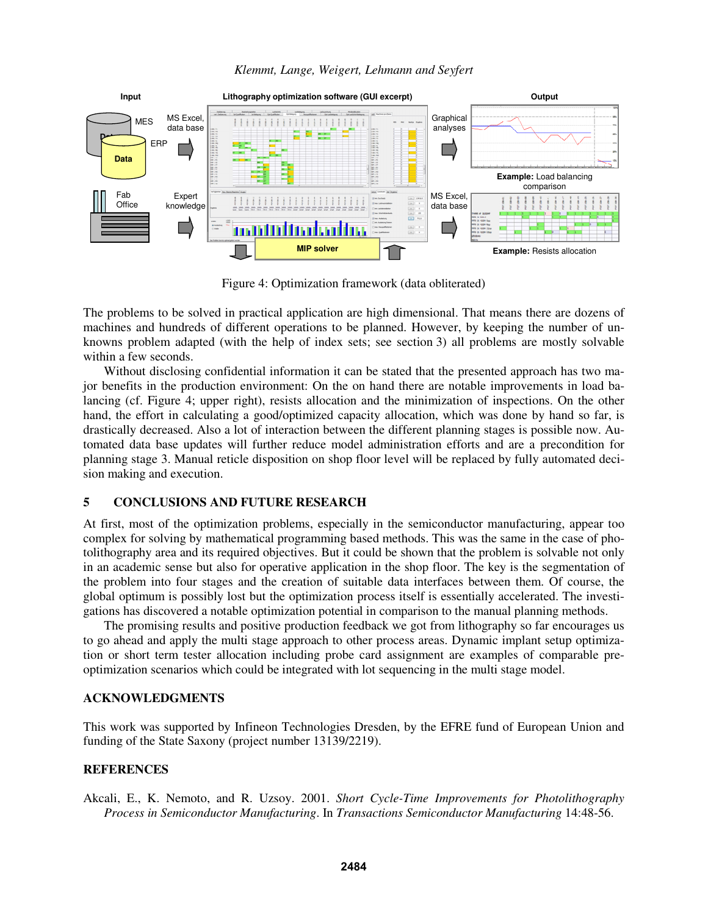Input

MES

ERP

Data

Fab Office

MS Excel, data base

Expert knowledge

Lithography optimization software (GUI excerpt)

MIP solver

Output

Graphical analyses

Example: Load balancing comparison

MS Excel, data base

Example: Resists allocation

Figure 4: Optimization framework (data obliterated)

The problems to be solved in practical application are high dimensional. That means there are dozens of machines and hundreds of different operations to be planned. However, by keeping the number of unknowns problem adapted (with the help of index sets; see section 3) all problems are mostly solvable within a few seconds.

Without disclosing confidential information it can be stated that the presented approach has two major benefits in the production environment: On the on hand there are notable improvements in load balancing (cf. Figure 4; upper right), resists allocation and the minimization of inspections. On the other hand, the effort in calculating a good/optimized capacity allocation, which was done by hand so far, is drastically decreased. Also a lot of interaction between the different planning stages is possible now. Automated data base updates will further reduce model administration efforts and are a precondition for planning stage 3. Manual reticle disposition on shop floor level will be replaced by fully automated decision making and execution.

## 5 CONCLUSIONS AND FUTURE RESEARCH

At first, most of the optimization problems, especially in the semiconductor manufacturing, appear too complex for solving by mathematical programming based methods. This was the same in the case of photolithography area and its required objectives. But it could be shown that the problem is solvable not only in an academic sense but also for operative application in the shop floor. The key is the segmentation of the problem into four stages and the creation of suitable data interfaces between them. Of course, the global optimum is possibly lost but the optimization process itself is essentially accelerated. The investigations has discovered a notable optimization potential in comparison to the manual planning methods.

The promising results and positive production feedback we got from lithography so far encourages us to go ahead and apply the multi stage approach to other process areas. Dynamic implant setup optimization or short term tester allocation including probe card assignment are examples of comparable pre-optimization scenarios which could be integrated with lot sequencing in the multi stage model.

## ACKNOWLEDGMENTS

This work was supported by Infineon Technologies Dresden, by the EFRE fund of European Union and funding of the State Saxony (project number 13139/2219).

## REFERENCES

Akcali, E., K. Nemoto, and R. Uzsoy. 2001. *Short Cycle-Time Improvements for Photolithography Process in Semiconductor Manufacturing*. In *Transactions Semiconductor Manufacturing* 14:48-56.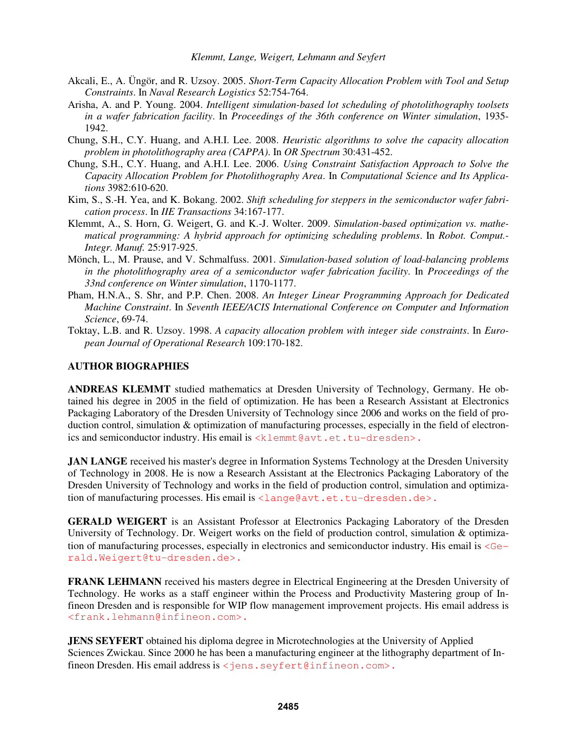Akcali, E., A. Üngör, and R. Uzsoy. 2005. *Short-Term Capacity Allocation Problem with Tool and Setup Constraints*. In *Naval Research Logistics* 52:754-764.

Arisha, A. and P. Young. 2004. *Intelligent simulation-based lot scheduling of photolithography toolsets in a wafer fabrication facility*. In *Proceedings of the 36th conference on Winter simulation*, 1935-1942.

Chung, S.H., C.Y. Huang, and A.H.I. Lee. 2008. *Heuristic algorithms to solve the capacity allocation problem in photolithography area (CAPPA)*. In *OR Spectrum* 30:431-452.

Chung, S.H., C.Y. Huang, and A.H.I. Lee. 2006. *Using Constraint Satisfaction Approach to Solve the Capacity Allocation Problem for Photolithography Area*. In *Computational Science and Its Applications* 3982:610-620.

Kim, S., S.-H. Yea, and K. Bokang. 2002. *Shift scheduling for steppers in the semiconductor wafer fabrication process*. In *IIE Transactions* 34:167-177.

Klemmt, A., S. Horn, G. Weigert, G. and K.-J. Wolter. 2009. *Simulation-based optimization vs. mathematical programming: A hybrid approach for optimizing scheduling problems*. In *Robot. Comput.-Integr. Manuf.* 25:917-925.

Mönch, L., M. Prause, and V. Schmalfuss. 2001. *Simulation-based solution of load-balancing problems in the photolithography area of a semiconductor wafer fabrication facility*. In *Proceedings of the 33nd conference on Winter simulation*, 1170-1177.

Pham, H.N.A., S. Shr, and P.P. Chen. 2008. *An Integer Linear Programming Approach for Dedicated Machine Constraint*. In *Seventh IEEE/ACIS International Conference on Computer and Information Science*, 69-74.

Toktay, L.B. and R. Uzsoy. 1998. *A capacity allocation problem with integer side constraints*. In *European Journal of Operational Research* 109:170-182.

## AUTHOR BIOGRAPHIES

**ANDREAS KLEMMT** studied mathematics at Dresden University of Technology, Germany. He obtained his degree in 2005 in the field of optimization. He has been a Research Assistant at Electronics Packaging Laboratory of the Dresden University of Technology since 2006 and works on the field of production control, simulation & optimization of manufacturing processes, especially in the field of electronics and semiconductor industry. His email is <klemmt@avt.et.tu-dresden>.

**JAN LANGE** received his master's degree in Information Systems Technology at the Dresden University of Technology in 2008. He is now a Research Assistant at the Electronics Packaging Laboratory of the Dresden University of Technology and works in the field of production control, simulation and optimization of manufacturing processes. His email is <lange@avt.et.tu-dresden.de>.

**GERALD WEIGERT** is an Assistant Professor at Electronics Packaging Laboratory of the Dresden University of Technology. Dr. Weigert works on the field of production control, simulation & optimization of manufacturing processes, especially in electronics and semiconductor industry. His email is <Gerald.Weigert@tu-dresden.de>.

**FRANK LEHMANN** received his masters degree in Electrical Engineering at the Dresden University of Technology. He works as a staff engineer within the Process and Productivity Mastering group of Infineon Dresden and is responsible for WIP flow management improvement projects. His email address is <frank.lehmann@infineon.com>.

**JENS SEYFERT** obtained his diploma degree in Microtechnologies at the University of Applied Sciences Zwickau. Since 2000 he has been a manufacturing engineer at the lithography department of Infineon Dresden. His email address is <jens.seyfert@infineon.com>.